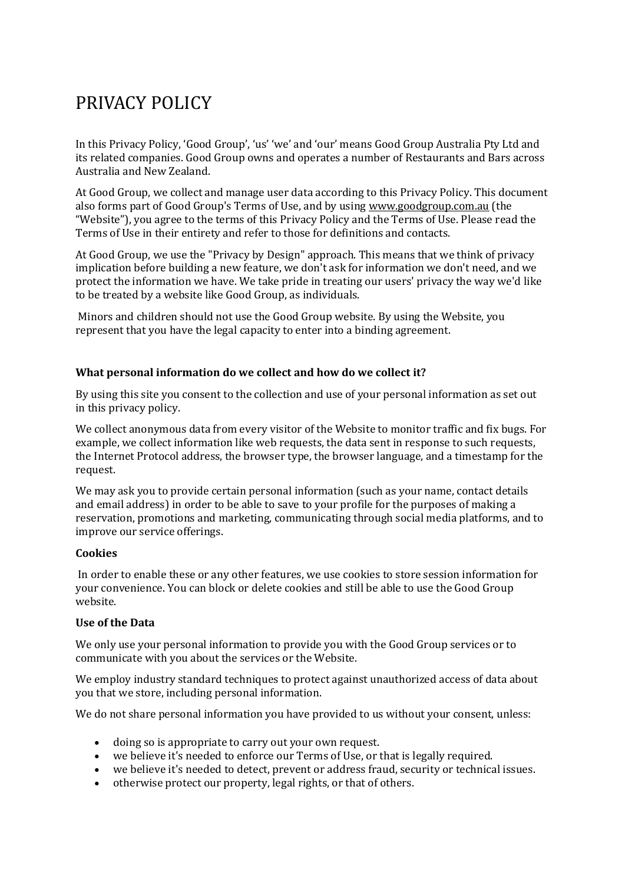# PRIVACY POLICY

In this Privacy Policy, 'Good Group', 'us' 'we' and 'our' means Good Group Australia Pty Ltd and its related companies. Good Group owns and operates a number of Restaurants and Bars across Australia and New Zealand.

At Good Group, we collect and manage user data according to this Privacy Policy. This document also forms part of Good Group's Terms of Use, and by using www.goodgroup.com.au (the "Website"), you agree to the terms of this Privacy Policy and the Terms of Use. Please read the Terms of Use in their entirety and refer to those for definitions and contacts.

At Good Group, we use the "Privacy by Design" approach. This means that we think of privacy implication before building a new feature, we don't ask for information we don't need, and we protect the information we have. We take pride in treating our users' privacy the way we'd like to be treated by a website like Good Group, as individuals.

Minors and children should not use the Good Group website. By using the Website, you represent that you have the legal capacity to enter into a binding agreement.

**What personal information do we collect and how do we collect it?**

By using this site you consent to the collection and use of your personal information as set out in this privacy policy.

We collect anonymous data from every visitor of the Website to monitor traffic and fix bugs. For example, we collect information like web requests, the data sent in response to such requests, the Internet Protocol address, the browser type, the browser language, and a timestamp for the request.

We may ask you to provide certain personal information (such as your name, contact details and email address) in order to be able to save to your profile for the purposes of making a reservation, promotions and marketing, communicating through social media platforms, and to improve our service offerings.

**Cookies**

In order to enable these or any other features, we use cookies to store session information for your convenience. You can block or delete cookies and still be able to use the Good Group website.

**Use of the Data**

We only use your personal information to provide you with the Good Group services or to communicate with you about the services or the Website.

We employ industry standard techniques to protect against unauthorized access of data about you that we store, including personal information.

We do not share personal information you have provided to us without your consent, unless:

- doing so is appropriate to carry out your own request.
- we believe it's needed to enforce our Terms of Use, or that is legally required.
- we believe it's needed to detect, prevent or address fraud, security or technical issues.
- otherwise protect our property, legal rights, or that of others.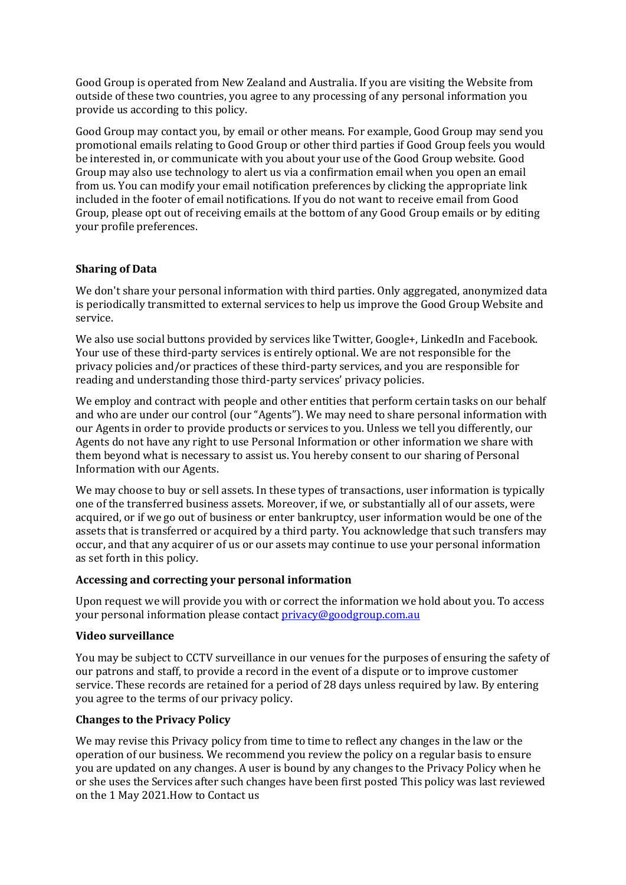Good Group is operated from New Zealand and Australia. If you are visiting the Website from outside of these two countries, you agree to any processing of any personal information you provide us according to this policy.

Good Group may contact you, by email or other means. For example, Good Group may send you promotional emails relating to Good Group or other third parties if Good Group feels you would be interested in, or communicate with you about your use of the Good Group website. Good Group may also use technology to alert us via a confirmation email when you open an email from us. You can modify your email notification preferences by clicking the appropriate link included in the footer of email notifications. If you do not want to receive email from Good Group, please opt out of receiving emails at the bottom of any Good Group emails or by editing your profile preferences.

**Sharing of Data**

We don't share your personal information with third parties. Only aggregated, anonymized data is periodically transmitted to external services to help us improve the Good Group Website and service.

We also use social buttons provided by services like Twitter, Google+, LinkedIn and Facebook. Your use of these third-party services is entirely optional. We are not responsible for the privacy policies and/or practices of these third-party services, and you are responsible for reading and understanding those third-party services' privacy policies.

We employ and contract with people and other entities that perform certain tasks on our behalf and who are under our control (our "Agents"). We may need to share personal information with our Agents in order to provide products or services to you. Unless we tell you differently, our Agents do not have any right to use Personal Information or other information we share with them beyond what is necessary to assist us. You hereby consent to our sharing of Personal Information with our Agents.

We may choose to buy or sell assets. In these types of transactions, user information is typically one of the transferred business assets. Moreover, if we, or substantially all of our assets, were acquired, or if we go out of business or enter bankruptcy, user information would be one of the assets that is transferred or acquired by a third party. You acknowledge that such transfers may occur, and that any acquirer of us or our assets may continue to use your personal information as set forth in this policy.

**Accessing and correcting your personal information**

Upon request we will provide you with or correct the information we hold about you. To access your personal information please contact [privacy@goodgroup.com.au](mailto:privacy@goodgroup.com.au)

**Video surveillance**

You may be subject to CCTV surveillance in our venues for the purposes of ensuring the safety of our patrons and staff, to provide a record in the event of a dispute or to improve customer service. These records are retained for a period of 28 days unless required by law. By entering you agree to the terms of our privacy policy.

**Changes to the Privacy Policy**

We may revise this Privacy policy from time to time to reflect any changes in the law or the operation of our business. We recommend you review the policy on a regular basis to ensure you are updated on any changes. A user is bound by any changes to the Privacy Policy when he or she uses the Services after such changes have been first posted This policy was last reviewed on the 1 May 2021.How to Contact us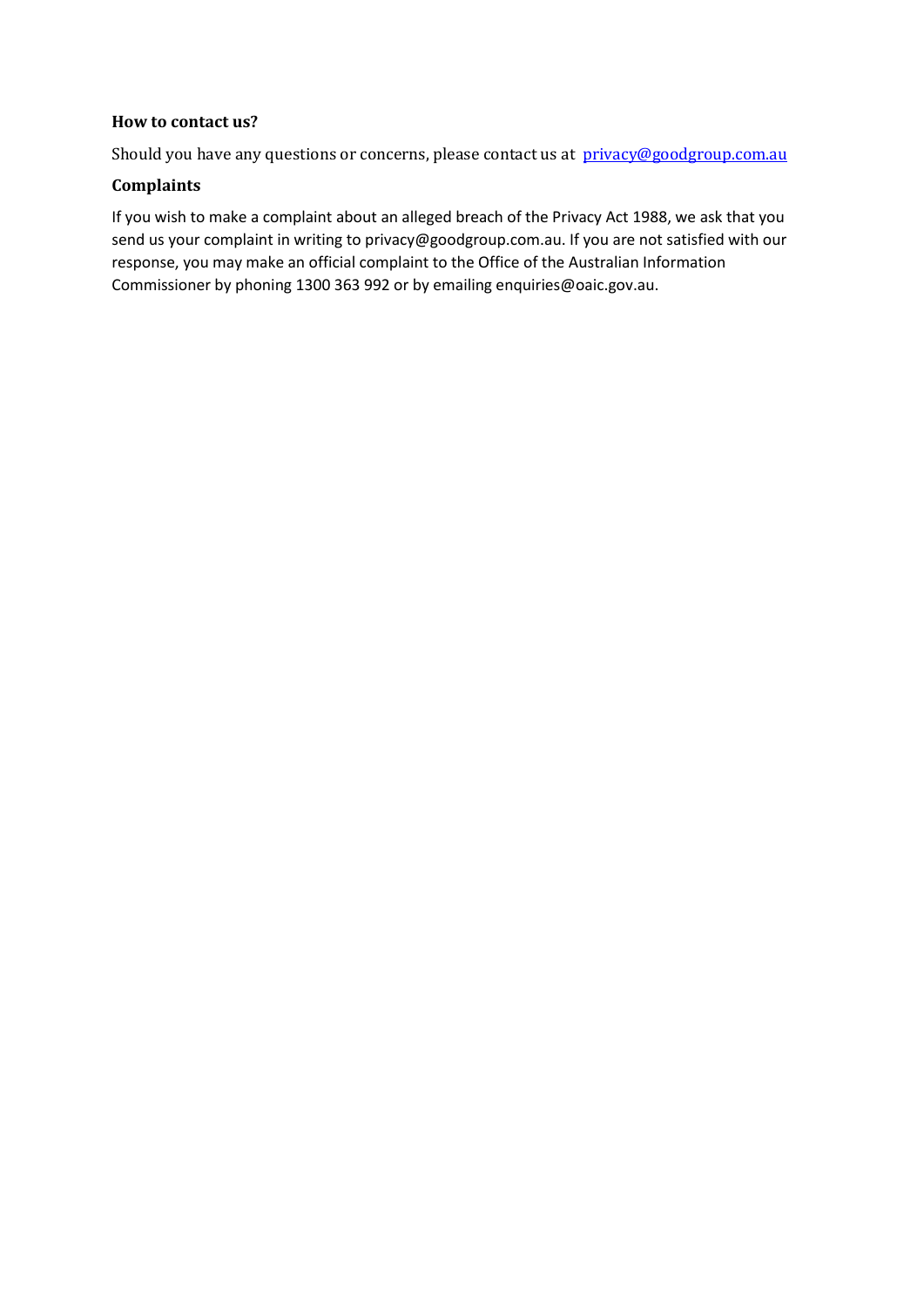### How to contact us?

Should you have any questions or concerns, please contact us at [privacy@goodgroup.com.au](mailto:privacy@goodgroup.com.au)

### Complaints

If you wish to make a complaint about an alleged breach of the Privacy Act 1988, we ask that you send us your complaint in writing to privacy@goodgroup.com.au. If you are not satisfied with our response, you may make an official complaint to the Office of the Australian Information Commissioner by phoning 1300 363 992 or by emailing enquiries@oaic.gov.au.